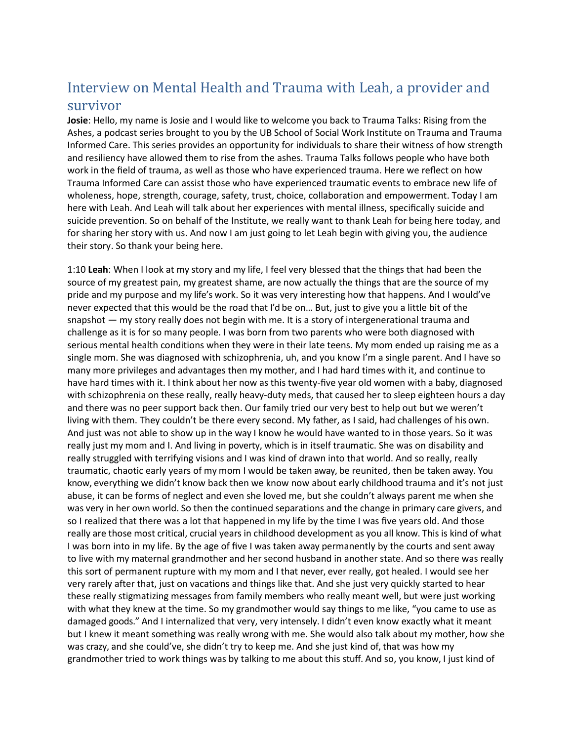# Interview on Mental Health and Trauma with Leah, a provider and survivor

**Josie**: Hello, my name is Josie and I would like to welcome you back to Trauma Talks: Rising from the Ashes, a podcast series brought to you by the UB School of Social Work Institute on Trauma and Trauma Informed Care. This series provides an opportunity for individuals to share their witness of how strength and resiliency have allowed them to rise from the ashes. Trauma Talks follows people who have both work in the field of trauma, as well as those who have experienced trauma. Here we reflect on how Trauma Informed Care can assist those who have experienced traumatic events to embrace new life of wholeness, hope, strength, courage, safety, trust, choice, collaboration and empowerment. Today I am here with Leah. And Leah will talk about her experiences with mental illness, specifically suicide and suicide prevention. So on behalf of the Institute, we really want to thank Leah for being here today, and for sharing her story with us. And now I am just going to let Leah begin with giving you, the audience their story. So thank your being here.

1:10 **Leah**: When I look at my story and my life, I feel very blessed that the things that had been the source of my greatest pain, my greatest shame, are now actually the things that are the source of my pride and my purpose and my life's work. So it was very interesting how that happens. And I would've never expected that this would be the road that I'd be on… But, just to give you a little bit of the snapshot — my story really does not begin with me. It is a story of intergenerational trauma and challenge as it is for so many people. I was born from two parents who were both diagnosed with serious mental health conditions when they were in their late teens. My mom ended up raising me as a single mom. She was diagnosed with schizophrenia, uh, and you know I'm a single parent. And I have so many more privileges and advantages then my mother, and I had hard times with it, and continue to have hard times with it. I think about her now as this twenty-five year old women with a baby, diagnosed with schizophrenia on these really, really heavy-duty meds, that caused her to sleep eighteen hours a day and there was no peer support back then. Our family tried our very best to help out but we weren't living with them. They couldn't be there every second. My father, as I said, had challenges of his own. And just was not able to show up in the way I know he would have wanted to in those years. So it was really just my mom and I. And living in poverty, which is in itself traumatic. She was on disability and really struggled with terrifying visions and I was kind of drawn into that world. And so really, really traumatic, chaotic early years of my mom I would be taken away, be reunited, then be taken away. You know, everything we didn't know back then we know now about early childhood trauma and it's not just abuse, it can be forms of neglect and even she loved me, but she couldn't always parent me when she was very in her own world. So then the continued separations and the change in primary care givers, and so I realized that there was a lot that happened in my life by the time I was five years old. And those really are those most critical, crucial years in childhood development as you all know. This is kind of what I was born into in my life. By the age of five I was taken away permanently by the courts and sent away to live with my maternal grandmother and her second husband in another state. And so there was really this sort of permanent rupture with my mom and I that never, ever really, got healed. I would see her very rarely after that, just on vacations and things like that. And she just very quickly started to hear these really stigmatizing messages from family members who really meant well, but were just working with what they knew at the time. So my grandmother would say things to me like, "you came to use as damaged goods." And I internalized that very, very intensely. I didn't even know exactly what it meant but I knew it meant something was really wrong with me. She would also talk about my mother, how she was crazy, and she could've, she didn't try to keep me. And she just kind of, that was how my grandmother tried to work things was by talking to me about this stuff. And so, you know, I just kind of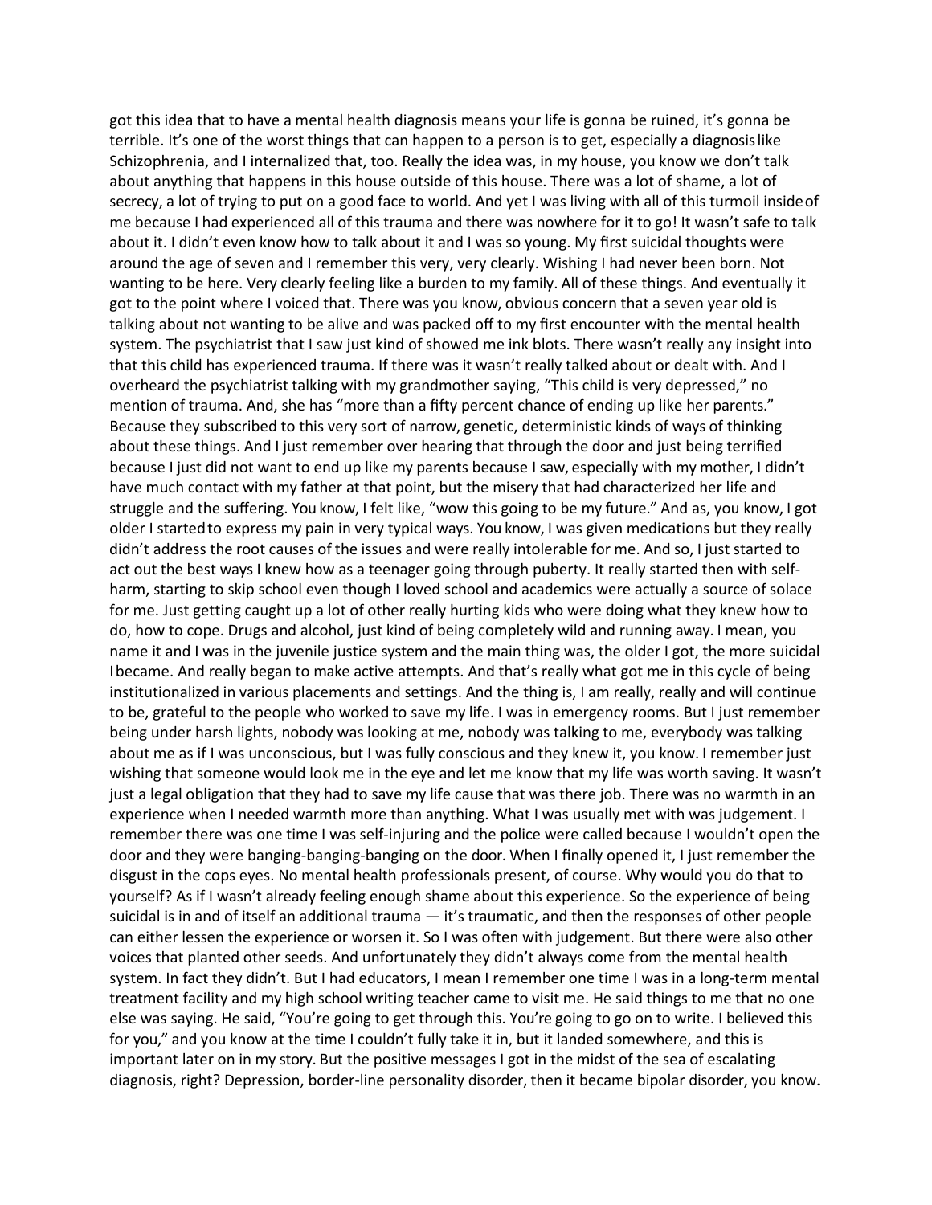got this idea that to have a mental health diagnosis means your life is gonna be ruined, it's gonna be terrible. It's one of the worst things that can happen to a person is to get, especially a diagnosis like Schizophrenia, and I internalized that, too. Really the idea was, in my house, you know we don't talk about anything that happens in this house outside of this house. There was a lot of shame, a lot of secrecy, a lot of trying to put on a good face to world. And yet I was living with all of this turmoil inside of me because I had experienced all of this trauma and there was nowhere for it to go! It wasn't safe to talk about it. I didn't even know how to talk about it and I was so young. My first suicidal thoughts were around the age of seven and I remember this very, very clearly. Wishing I had never been born. Not wanting to be here. Very clearly feeling like a burden to my family. All of these things. And eventually it got to the point where I voiced that. There was you know, obvious concern that a seven year old is talking about not wanting to be alive and was packed off to my first encounter with the mental health system. The psychiatrist that I saw just kind of showed me ink blots. There wasn't really any insight into that this child has experienced trauma. If there was it wasn't really talked about or dealt with. And I overheard the psychiatrist talking with my grandmother saying, "This child is very depressed," no mention of trauma. And, she has "more than a fifty percent chance of ending up like her parents." Because they subscribed to this very sort of narrow, genetic, deterministic kinds of ways of thinking about these things. And I just remember over hearing that through the door and just being terrified because I just did not want to end up like my parents because I saw, especially with my mother, I didn't have much contact with my father at that point, but the misery that had characterized her life and struggle and the suffering. You know, I felt like, "wow this going to be my future." And as, you know, I got older I started to express my pain in very typical ways. You know, I was given medications but they really didn't address the root causes of the issues and were really intolerable for me. And so, I just started to act out the best ways I knew how as a teenager going through puberty. It really started then with self-harm, starting to skip school even though I loved school and academics were actually a source of solace for me. Just getting caught up a lot of other really hurting kids who were doing what they knew how to do, how to cope. Drugs and alcohol, just kind of being completely wild and running away. I mean, you name it and I was in the juvenile justice system and the main thing was, the older I got, the more suicidal I became. And really began to make active attempts. And that's really what got me in this cycle of being institutionalized in various placements and settings. And the thing is, I am really, really and will continue to be, grateful to the people who worked to save my life. I was in emergency rooms. But I just remember being under harsh lights, nobody was looking at me, nobody was talking to me, everybody was talking about me as if I was unconscious, but I was fully conscious and they knew it, you know. I remember just wishing that someone would look me in the eye and let me know that my life was worth saving. It wasn't just a legal obligation that they had to save my life cause that was there job. There was no warmth in an experience when I needed warmth more than anything. What I was usually met with was judgement. I remember there was one time I was self-injuring and the police were called because I wouldn't open the door and they were banging-banging-banging on the door. When I finally opened it, I just remember the disgust in the cops eyes. No mental health professionals present, of course. Why would you do that to yourself? As if I wasn't already feeling enough shame about this experience. So the experience of being suicidal is in and of itself an additional trauma — it's traumatic, and then the responses of other people can either lessen the experience or worsen it. So I was often with judgement. But there were also other voices that planted other seeds. And unfortunately they didn't always come from the mental health system. In fact they didn't. But I had educators, I mean I remember one time I was in a long-term mental treatment facility and my high school writing teacher came to visit me. He said things to me that no one else was saying. He said, "You're going to get through this. You're going to go on to write. I believed this for you," and you know at the time I couldn't fully take it in, but it landed somewhere, and this is important later on in my story. But the positive messages I got in the midst of the sea of escalating diagnosis, right? Depression, border-line personality disorder, then it became bipolar disorder, you know.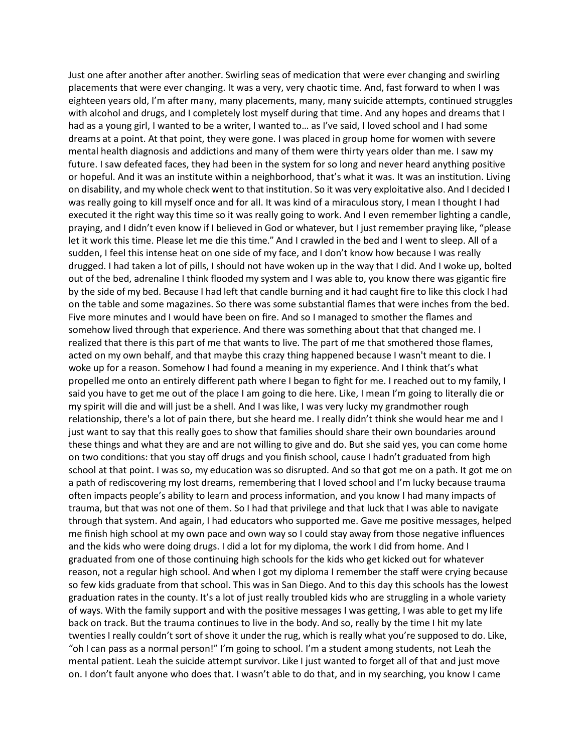Just one after another after another. Swirling seas of medication that were ever changing and swirling placements that were ever changing. It was a very, very chaotic time. And, fast forward to when I was eighteen years old, I'm after many, many placements, many, many suicide attempts, continued struggles with alcohol and drugs, and I completely lost myself during that time. And any hopes and dreams that I had as a young girl, I wanted to be a writer, I wanted to… as I've said, I loved school and I had some dreams at a point. At that point, they were gone. I was placed in group home for women with severe mental health diagnosis and addictions and many of them were thirty years older than me. I saw my future. I saw defeated faces, they had been in the system for so long and never heard anything positive or hopeful. And it was an institute within a neighborhood, that's what it was. It was an institution. Living on disability, and my whole check went to that institution. So it was very exploitative also. And I decided I was really going to kill myself once and for all. It was kind of a miraculous story, I mean I thought I had executed it the right way this time so it was really going to work. And I even remember lighting a candle, praying, and I didn't even know if I believed in God or whatever, but I just remember praying like, "please let it work this time. Please let me die this time." And I crawled in the bed and I went to sleep. All of a sudden, I feel this intense heat on one side of my face, and I don't know how because I was really drugged. I had taken a lot of pills, I should not have woken up in the way that I did. And I woke up, bolted out of the bed, adrenaline I think flooded my system and I was able to, you know there was gigantic fire by the side of my bed. Because I had left that candle burning and it had caught fire to like this clock I had on the table and some magazines. So there was some substantial flames that were inches from the bed. Five more minutes and I would have been on fire. And so I managed to smother the flames and somehow lived through that experience. And there was something about that that changed me. I realized that there is this part of me that wants to live. The part of me that smothered those flames, acted on my own behalf, and that maybe this crazy thing happened because I wasn't meant to die. I woke up for a reason. Somehow I had found a meaning in my experience. And I think that's what propelled me onto an entirely different path where I began to fight for me. I reached out to my family, I said you have to get me out of the place I am going to die here. Like, I mean I'm going to literally die or my spirit will die and will just be a shell. And I was like, I was very lucky my grandmother rough relationship, there's a lot of pain there, but she heard me. I really didn't think she would hear me and I just want to say that this really goes to show that families should share their own boundaries around these things and what they are and are not willing to give and do. But she said yes, you can come home on two conditions: that you stay off drugs and you finish school, cause I hadn't graduated from high school at that point. I was so, my education was so disrupted. And so that got me on a path. It got me on a path of rediscovering my lost dreams, remembering that I loved school and I'm lucky because trauma often impacts people's ability to learn and process information, and you know I had many impacts of trauma, but that was not one of them. So I had that privilege and that luck that I was able to navigate through that system. And again, I had educators who supported me. Gave me positive messages, helped me finish high school at my own pace and own way so I could stay away from those negative influences and the kids who were doing drugs. I did a lot for my diploma, the work I did from home. And I graduated from one of those continuing high schools for the kids who get kicked out for whatever reason, not a regular high school. And when I got my diploma I remember the staff were crying because so few kids graduate from that school. This was in San Diego. And to this day this schools has the lowest graduation rates in the county. It's a lot of just really troubled kids who are struggling in a whole variety of ways. With the family support and with the positive messages I was getting, I was able to get my life back on track. But the trauma continues to live in the body. And so, really by the time I hit my late twenties I really couldn't sort of shove it under the rug, which is really what you're supposed to do. Like, "oh I can pass as a normal person!" I'm going to school. I'm a student among students, not Leah the mental patient. Leah the suicide attempt survivor. Like I just wanted to forget all of that and just move on. I don't fault anyone who does that. I wasn't able to do that, and in my searching, you know I came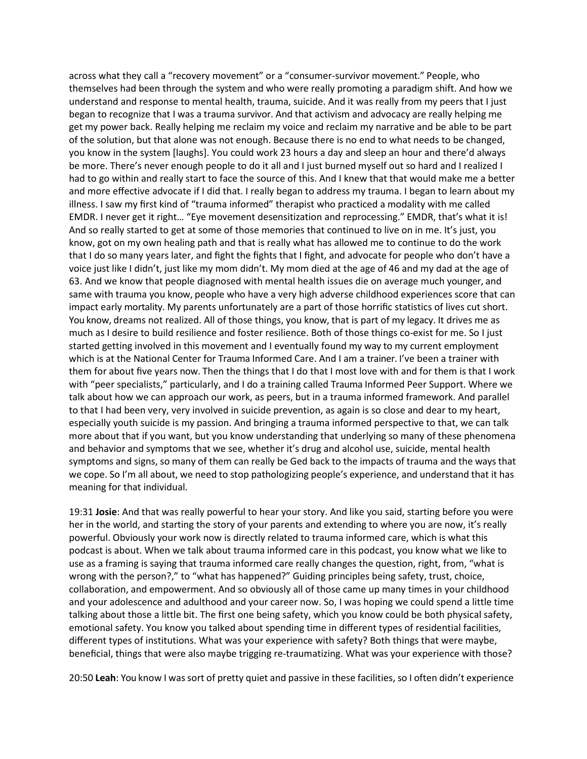across what they call a "recovery movement" or a "consumer-survivor movement." People, who themselves had been through the system and who were really promoting a paradigm shift. And how we understand and response to mental health, trauma, suicide. And it was really from my peers that I just began to recognize that I was a trauma survivor. And that activism and advocacy are really helping me get my power back. Really helping me reclaim my voice and reclaim my narrative and be able to be part of the solution, but that alone was not enough. Because there is no end to what needs to be changed, you know in the system [laughs]. You could work 23 hours a day and sleep an hour and there'd always be more. There's never enough people to do it all and I just burned myself out so hard and I realized I had to go within and really start to face the source of this. And I knew that that would make me a better and more effective advocate if I did that. I really began to address my trauma. I began to learn about my illness. I saw my first kind of "trauma informed" therapist who practiced a modality with me called EMDR. I never get it right… "Eye movement desensitization and reprocessing." EMDR, that's what it is! And so really started to get at some of those memories that continued to live on in me. It's just, you know, got on my own healing path and that is really what has allowed me to continue to do the work that I do so many years later, and fight the fights that I fight, and advocate for people who don't have a voice just like I didn't, just like my mom didn't. My mom died at the age of 46 and my dad at the age of 63. And we know that people diagnosed with mental health issues die on average much younger, and same with trauma you know, people who have a very high adverse childhood experiences score that can impact early mortality. My parents unfortunately are a part of those horrific statistics of lives cut short. You know, dreams not realized. All of those things, you know, that is part of my legacy. It drives me as much as I desire to build resilience and foster resilience. Both of those things co-exist for me. So I just started getting involved in this movement and I eventually found my way to my current employment which is at the National Center for Trauma Informed Care. And I am a trainer. I've been a trainer with them for about five years now. Then the things that I do that I most love with and for them is that I work with "peer specialists," particularly, and I do a training called Trauma Informed Peer Support. Where we talk about how we can approach our work, as peers, but in a trauma informed framework. And parallel to that I had been very, very involved in suicide prevention, as again is so close and dear to my heart, especially youth suicide is my passion. And bringing a trauma informed perspective to that, we can talk more about that if you want, but you know understanding that underlying so many of these phenomena and behavior and symptoms that we see, whether it's drug and alcohol use, suicide, mental health symptoms and signs, so many of them can really be Ged back to the impacts of trauma and the ways that we cope. So I'm all about, we need to stop pathologizing people's experience, and understand that it has meaning for that individual.

19:31 **Josie**: And that was really powerful to hear your story. And like you said, starting before you were her in the world, and starting the story of your parents and extending to where you are now, it's really powerful. Obviously your work now is directly related to trauma informed care, which is what this podcast is about. When we talk about trauma informed care in this podcast, you know what we like to use as a framing is saying that trauma informed care really changes the question, right, from, "what is wrong with the person?," to "what has happened?" Guiding principles being safety, trust, choice, collaboration, and empowerment. And so obviously all of those came up many times in your childhood and your adolescence and adulthood and your career now. So, I was hoping we could spend a little time talking about those a little bit. The first one being safety, which you know could be both physical safety, emotional safety. You know you talked about spending time in different types of residential facilities, different types of institutions. What was your experience with safety? Both things that were maybe, beneficial, things that were also maybe trigging re-traumatizing. What was your experience with those?

20:50 **Leah**: You know I was sort of pretty quiet and passive in these facilities, so I often didn't experience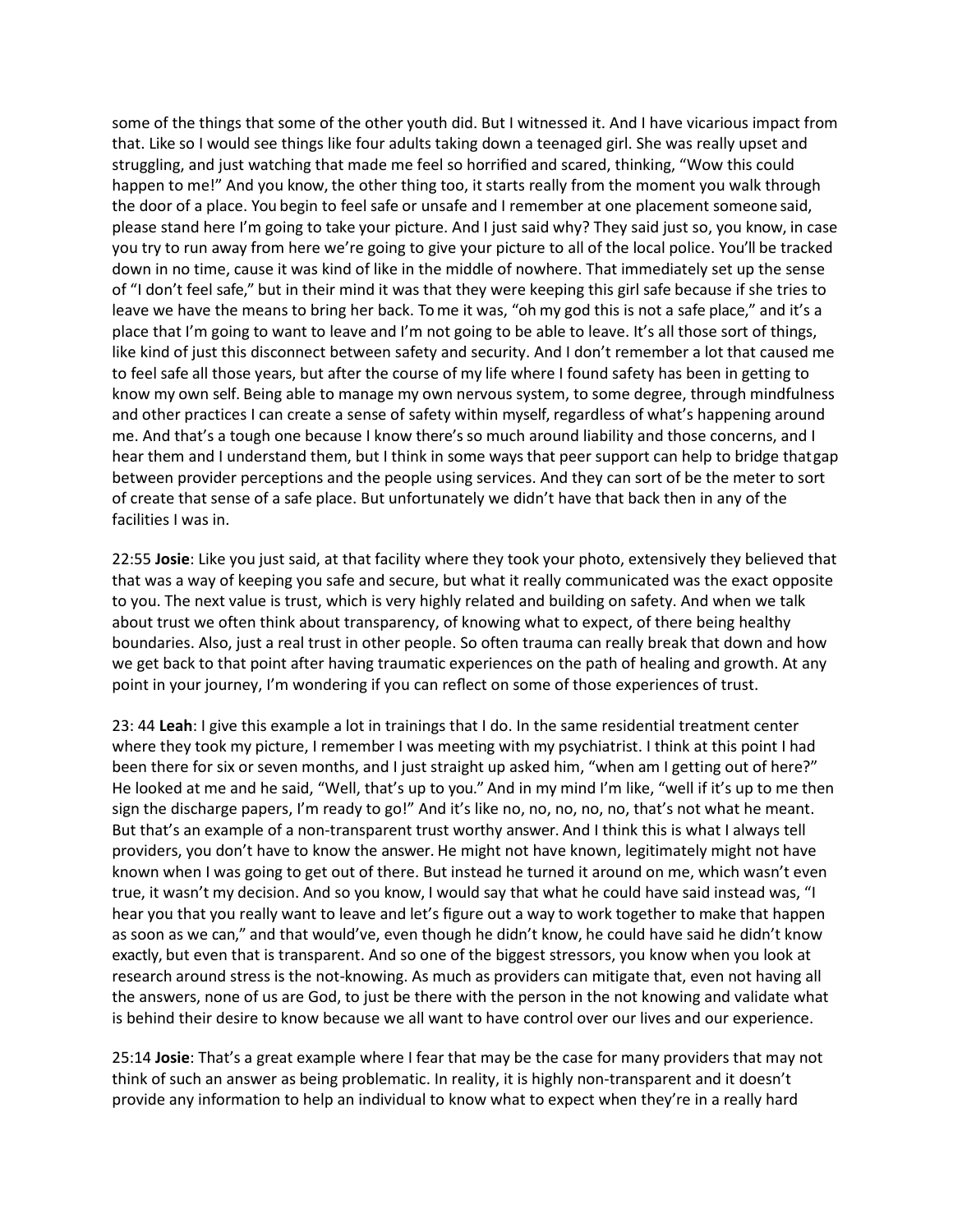some of the things that some of the other youth did. But I witnessed it. And I have vicarious impact from that. Like so I would see things like four adults taking down a teenaged girl. She was really upset and struggling, and just watching that made me feel so horrified and scared, thinking, "Wow this could happen to me!" And you know, the other thing too, it starts really from the moment you walk through the door of a place. You begin to feel safe or unsafe and I remember at one placement someone said, please stand here I'm going to take your picture. And I just said why? They said just so, you know, in case you try to run away from here we're going to give your picture to all of the local police. You'll be tracked down in no time, cause it was kind of like in the middle of nowhere. That immediately set up the sense of "I don't feel safe," but in their mind it was that they were keeping this girl safe because if she tries to leave we have the means to bring her back. To me it was, "oh my god this is not a safe place," and it's a place that I'm going to want to leave and I'm not going to be able to leave. It's all those sort of things, like kind of just this disconnect between safety and security. And I don't remember a lot that caused me to feel safe all those years, but after the course of my life where I found safety has been in getting to know my own self. Being able to manage my own nervous system, to some degree, through mindfulness and other practices I can create a sense of safety within myself, regardless of what's happening around me. And that's a tough one because I know there's so much around liability and those concerns, and I hear them and I understand them, but I think in some ways that peer support can help to bridge that gap between provider perceptions and the people using services. And they can sort of be the meter to sort of create that sense of a safe place. But unfortunately we didn't have that back then in any of the facilities I was in.

22:55 **Josie**: Like you just said, at that facility where they took your photo, extensively they believed that that was a way of keeping you safe and secure, but what it really communicated was the exact opposite to you. The next value is trust, which is very highly related and building on safety. And when we talk about trust we often think about transparency, of knowing what to expect, of there being healthy boundaries. Also, just a real trust in other people. So often trauma can really break that down and how we get back to that point after having traumatic experiences on the path of healing and growth. At any point in your journey, I'm wondering if you can reflect on some of those experiences of trust.

23: 44 **Leah**: I give this example a lot in trainings that I do. In the same residential treatment center where they took my picture, I remember I was meeting with my psychiatrist. I think at this point I had been there for six or seven months, and I just straight up asked him, "when am I getting out of here?" He looked at me and he said, "Well, that's up to you." And in my mind I'm like, "well if it's up to me then sign the discharge papers, I'm ready to go!" And it's like no, no, no, no, no, that's not what he meant. But that's an example of a non-transparent trust worthy answer. And I think this is what I always tell providers, you don't have to know the answer. He might not have known, legitimately might not have known when I was going to get out of there. But instead he turned it around on me, which wasn't even true, it wasn't my decision. And so you know, I would say that what he could have said instead was, "I hear you that you really want to leave and let's figure out a way to work together to make that happen as soon as we can," and that would've, even though he didn't know, he could have said he didn't know exactly, but even that is transparent. And so one of the biggest stressors, you know when you look at research around stress is the not-knowing. As much as providers can mitigate that, even not having all the answers, none of us are God, to just be there with the person in the not knowing and validate what is behind their desire to know because we all want to have control over our lives and our experience.

25:14 **Josie**: That's a great example where I fear that may be the case for many providers that may not think of such an answer as being problematic. In reality, it is highly non-transparent and it doesn't provide any information to help an individual to know what to expect when they're in a really hard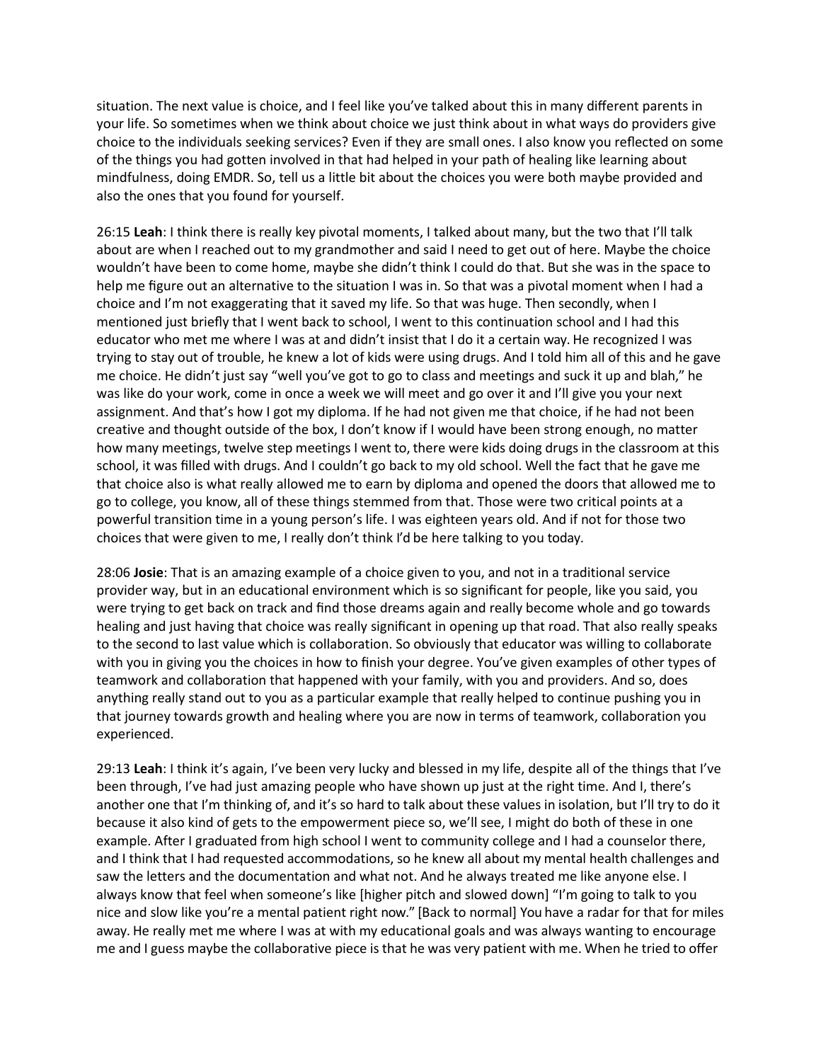situation. The next value is choice, and I feel like you've talked about this in many different parents in your life. So sometimes when we think about choice we just think about in what ways do providers give choice to the individuals seeking services? Even if they are small ones. I also know you reflected on some of the things you had gotten involved in that had helped in your path of healing like learning about mindfulness, doing EMDR. So, tell us a little bit about the choices you were both maybe provided and also the ones that you found for yourself.

26:15 **Leah**: I think there is really key pivotal moments, I talked about many, but the two that I'll talk about are when I reached out to my grandmother and said I need to get out of here. Maybe the choice wouldn't have been to come home, maybe she didn't think I could do that. But she was in the space to help me figure out an alternative to the situation I was in. So that was a pivotal moment when I had a choice and I'm not exaggerating that it saved my life. So that was huge. Then secondly, when I mentioned just briefly that I went back to school, I went to this continuation school and I had this educator who met me where I was at and didn't insist that I do it a certain way. He recognized I was trying to stay out of trouble, he knew a lot of kids were using drugs. And I told him all of this and he gave me choice. He didn't just say "well you've got to go to class and meetings and suck it up and blah," he was like do your work, come in once a week we will meet and go over it and I'll give you your next assignment. And that's how I got my diploma. If he had not given me that choice, if he had not been creative and thought outside of the box, I don't know if I would have been strong enough, no matter how many meetings, twelve step meetings I went to, there were kids doing drugs in the classroom at this school, it was filled with drugs. And I couldn't go back to my old school. Well the fact that he gave me that choice also is what really allowed me to earn by diploma and opened the doors that allowed me to go to college, you know, all of these things stemmed from that. Those were two critical points at a powerful transition time in a young person's life. I was eighteen years old. And if not for those two choices that were given to me, I really don't think I'd be here talking to you today.

28:06 **Josie**: That is an amazing example of a choice given to you, and not in a traditional service provider way, but in an educational environment which is so significant for people, like you said, you were trying to get back on track and find those dreams again and really become whole and go towards healing and just having that choice was really significant in opening up that road. That also really speaks to the second to last value which is collaboration. So obviously that educator was willing to collaborate with you in giving you the choices in how to finish your degree. You've given examples of other types of teamwork and collaboration that happened with your family, with you and providers. And so, does anything really stand out to you as a particular example that really helped to continue pushing you in that journey towards growth and healing where you are now in terms of teamwork, collaboration you experienced.

29:13 **Leah**: I think it's again, I've been very lucky and blessed in my life, despite all of the things that I've been through, I've had just amazing people who have shown up just at the right time. And I, there's another one that I'm thinking of, and it's so hard to talk about these values in isolation, but I'll try to do it because it also kind of gets to the empowerment piece so, we'll see, I might do both of these in one example. After I graduated from high school I went to community college and I had a counselor there, and I think that I had requested accommodations, so he knew all about my mental health challenges and saw the letters and the documentation and what not. And he always treated me like anyone else. I always know that feel when someone's like [higher pitch and slowed down] "I'm going to talk to you nice and slow like you're a mental patient right now." [Back to normal] You have a radar for that for miles away. He really met me where I was at with my educational goals and was always wanting to encourage me and I guess maybe the collaborative piece is that he was very patient with me. When he tried to offer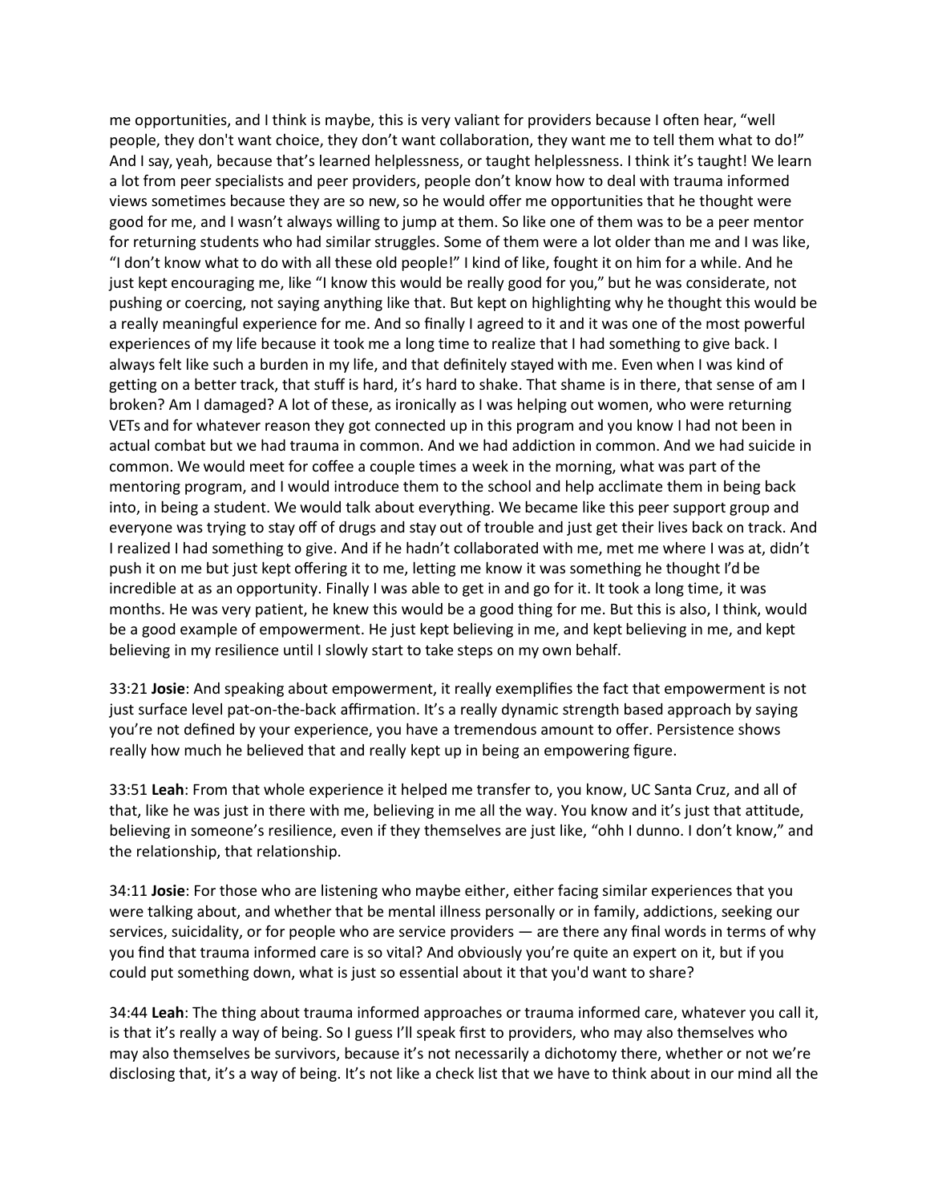me opportunities, and I think is maybe, this is very valiant for providers because I often hear, "well people, they don't want choice, they don't want collaboration, they want me to tell them what to do!" And I say, yeah, because that's learned helplessness, or taught helplessness. I think it's taught! We learn a lot from peer specialists and peer providers, people don't know how to deal with trauma informed views sometimes because they are so new, so he would offer me opportunities that he thought were good for me, and I wasn't always willing to jump at them. So like one of them was to be a peer mentor for returning students who had similar struggles. Some of them were a lot older than me and I was like, "I don't know what to do with all these old people!" I kind of like, fought it on him for a while. And he just kept encouraging me, like "I know this would be really good for you," but he was considerate, not pushing or coercing, not saying anything like that. But kept on highlighting why he thought this would be a really meaningful experience for me. And so finally I agreed to it and it was one of the most powerful experiences of my life because it took me a long time to realize that I had something to give back. I always felt like such a burden in my life, and that definitely stayed with me. Even when I was kind of getting on a better track, that stuff is hard, it's hard to shake. That shame is in there, that sense of am I broken? Am I damaged? A lot of these, as ironically as I was helping out women, who were returning VETs and for whatever reason they got connected up in this program and you know I had not been in actual combat but we had trauma in common. And we had addiction in common. And we had suicide in common. We would meet for coffee a couple times a week in the morning, what was part of the mentoring program, and I would introduce them to the school and help acclimate them in being back into, in being a student. We would talk about everything. We became like this peer support group and everyone was trying to stay off of drugs and stay out of trouble and just get their lives back on track. And I realized I had something to give. And if he hadn't collaborated with me, met me where I was at, didn't push it on me but just kept offering it to me, letting me know it was something he thought I'd be incredible at as an opportunity. Finally I was able to get in and go for it. It took a long time, it was months. He was very patient, he knew this would be a good thing for me. But this is also, I think, would be a good example of empowerment. He just kept believing in me, and kept believing in me, and kept believing in my resilience until I slowly start to take steps on my own behalf.

33:21 **Josie**: And speaking about empowerment, it really exemplifies the fact that empowerment is not just surface level pat-on-the-back affirmation. It's a really dynamic strength based approach by saying you're not defined by your experience, you have a tremendous amount to offer. Persistence shows really how much he believed that and really kept up in being an empowering figure.

33:51 **Leah**: From that whole experience it helped me transfer to, you know, UC Santa Cruz, and all of that, like he was just in there with me, believing in me all the way. You know and it's just that attitude, believing in someone's resilience, even if they themselves are just like, "ohh I dunno. I don't know," and the relationship, that relationship.

34:11 **Josie**: For those who are listening who maybe either, either facing similar experiences that you were talking about, and whether that be mental illness personally or in family, addictions, seeking our services, suicidality, or for people who are service providers — are there any final words in terms of why you find that trauma informed care is so vital? And obviously you're quite an expert on it, but if you could put something down, what is just so essential about it that you'd want to share?

34:44 **Leah**: The thing about trauma informed approaches or trauma informed care, whatever you call it, is that it's really a way of being. So I guess I'll speak first to providers, who may also themselves who may also themselves be survivors, because it's not necessarily a dichotomy there, whether or not we're disclosing that, it's a way of being. It's not like a check list that we have to think about in our mind all the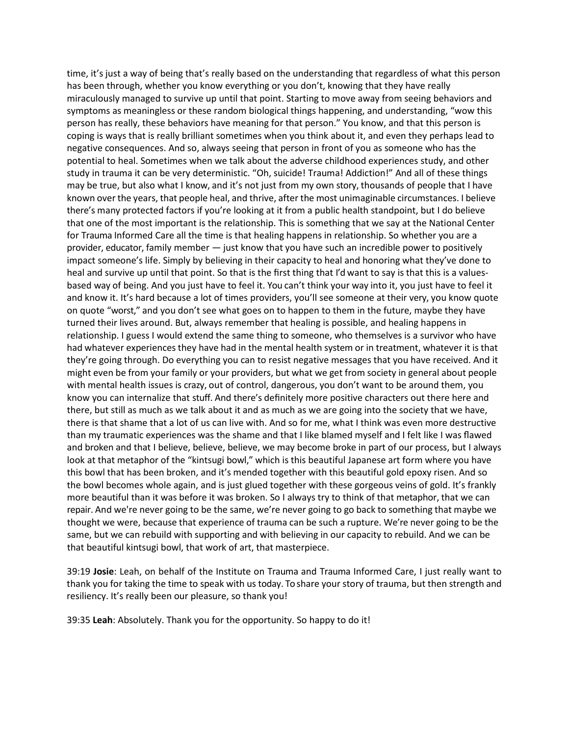time, it's just a way of being that's really based on the understanding that regardless of what this person has been through, whether you know everything or you don't, knowing that they have really miraculously managed to survive up until that point. Starting to move away from seeing behaviors and symptoms as meaningless or these random biological things happening, and understanding, "wow this person has really, these behaviors have meaning for that person." You know, and that this person is coping is ways that is really brilliant sometimes when you think about it, and even they perhaps lead to negative consequences. And so, always seeing that person in front of you as someone who has the potential to heal. Sometimes when we talk about the adverse childhood experiences study, and other study in trauma it can be very deterministic. "Oh, suicide! Trauma! Addiction!" And all of these things may be true, but also what I know, and it's not just from my own story, thousands of people that I have known over the years, that people heal, and thrive, after the most unimaginable circumstances. I believe there's many protected factors if you're looking at it from a public health standpoint, but I do believe that one of the most important is the relationship. This is something that we say at the National Center for Trauma Informed Care all the time is that healing happens in relationship. So whether you are a provider, educator, family member — just know that you have such an incredible power to positively impact someone's life. Simply by believing in their capacity to heal and honoring what they've done to heal and survive up until that point. So that is the first thing that I'd want to say is that this is a values-based way of being. And you just have to feel it. You can't think your way into it, you just have to feel it and know it. It's hard because a lot of times providers, you'll see someone at their very, you know quote on quote "worst," and you don't see what goes on to happen to them in the future, maybe they have turned their lives around. But, always remember that healing is possible, and healing happens in relationship. I guess I would extend the same thing to someone, who themselves is a survivor who have had whatever experiences they have had in the mental health system or in treatment, whatever it is that they're going through. Do everything you can to resist negative messages that you have received. And it might even be from your family or your providers, but what we get from society in general about people with mental health issues is crazy, out of control, dangerous, you don't want to be around them, you know you can internalize that stuff. And there's definitely more positive characters out there here and there, but still as much as we talk about it and as much as we are going into the society that we have, there is that shame that a lot of us can live with. And so for me, what I think was even more destructive than my traumatic experiences was the shame and that I like blamed myself and I felt like I was flawed and broken and that I believe, believe, believe, we may become broke in part of our process, but I always look at that metaphor of the "kintsugi bowl," which is this beautiful Japanese art form where you have this bowl that has been broken, and it's mended together with this beautiful gold epoxy risen. And so the bowl becomes whole again, and is just glued together with these gorgeous veins of gold. It's frankly more beautiful than it was before it was broken. So I always try to think of that metaphor, that we can repair. And we're never going to be the same, we're never going to go back to something that maybe we thought we were, because that experience of trauma can be such a rupture. We're never going to be the same, but we can rebuild with supporting and with believing in our capacity to rebuild. And we can be that beautiful kintsugi bowl, that work of art, that masterpiece.

39:19 **Josie**: Leah, on behalf of the Institute on Trauma and Trauma Informed Care, I just really want to thank you for taking the time to speak with us today. To share your story of trauma, but then strength and resiliency. It's really been our pleasure, so thank you!

39:35 **Leah**: Absolutely. Thank you for the opportunity. So happy to do it!